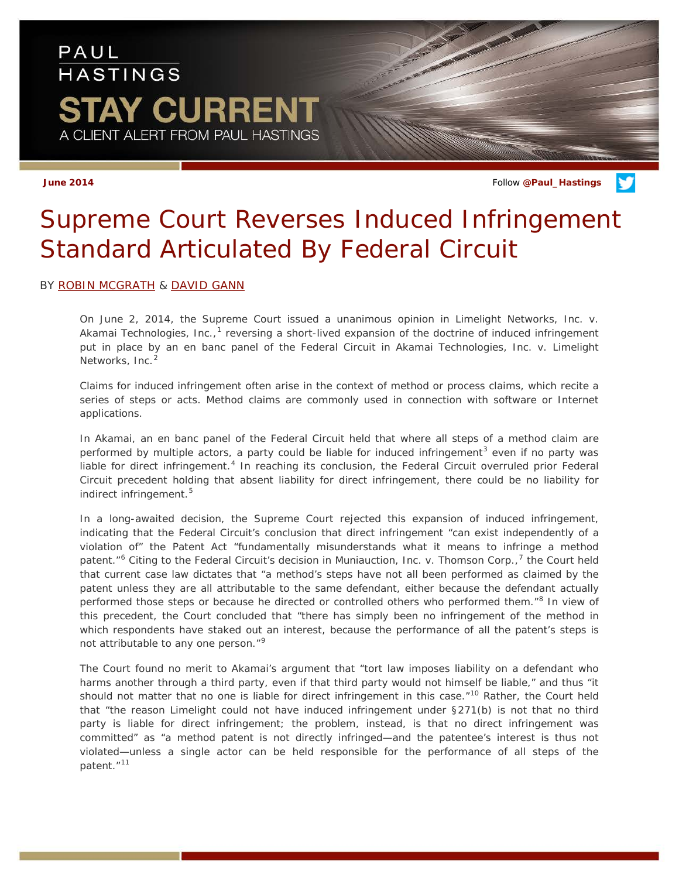PAUL HASTINGS

STAY CURRENT

A CLIENT ALERT FROM PAUL HASTINGS

June 2014

Follow @Paul_Hastings

# Supreme Court Reverses Induced Infringement Standard Articulated By Federal Circuit

BY ROBIN MCGRATH & DAVID GANN

On June 2, 2014, the Supreme Court issued a unanimous opinion in Limelight Networks, Inc. v. Akamai Technologies, Inc.,[1] reversing a short-lived expansion of the doctrine of induced infringement put in place by an en banc panel of the Federal Circuit in Akamai Technologies, Inc. v. Limelight Networks, Inc.[2]

Claims for induced infringement often arise in the context of method or process claims, which recite a series of steps or acts. Method claims are commonly used in connection with software or Internet applications.

In Akamai, an en banc panel of the Federal Circuit held that where all steps of a method claim are performed by multiple actors, a party could be liable for induced infringement[3] even if no party was liable for direct infringement.[4] In reaching its conclusion, the Federal Circuit overruled prior Federal Circuit precedent holding that absent liability for direct infringement, there could be no liability for indirect infringement.[5]

In a long-awaited decision, the Supreme Court rejected this expansion of induced infringement, indicating that the Federal Circuit's conclusion that direct infringement "can exist independently of a violation of" the Patent Act "fundamentally misunderstands what it means to infringe a method patent."[6] Citing to the Federal Circuit's decision in Muniauction, Inc. v. Thomson Corp.,[7] the Court held that current case law dictates that "a method's steps have not all been performed as claimed by the patent unless they are all attributable to the same defendant, either because the defendant actually performed those steps or because he directed or controlled others who performed them."[8] In view of this precedent, the Court concluded that "there has simply been no infringement of the method in which respondents have staked out an interest, because the performance of all the patent's steps is not attributable to any one person."[9]

The Court found no merit to Akamai's argument that "tort law imposes liability on a defendant who harms another through a third party, even if that third party would not himself be liable," and thus "it should not matter that no one is liable for direct infringement in this case."[10] Rather, the Court held that "the reason Limelight could not have induced infringement under §271(b) is not that no third party is liable for direct infringement; the problem, instead, is that no direct infringement was committed" as "a method patent is not directly infringed—and the patentee's interest is thus not violated—unless a single actor can be held responsible for the performance of all steps of the patent."[11]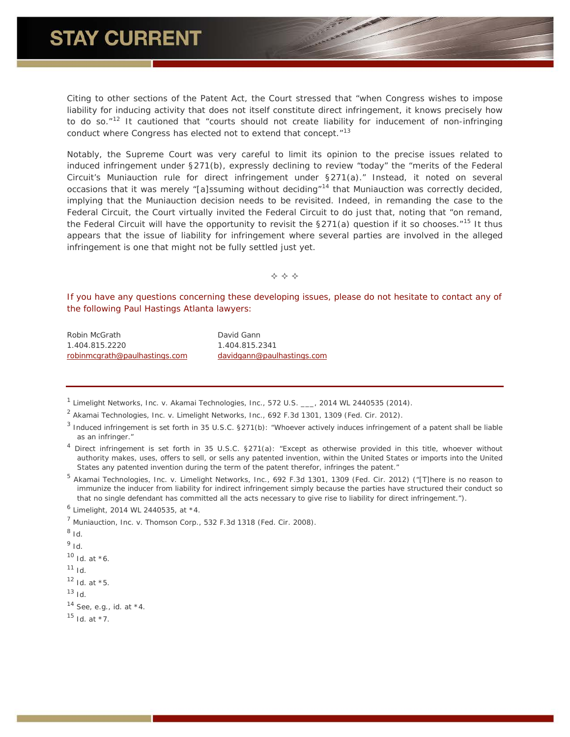Citing to other sections of the Patent Act, the Court stressed that "when Congress wishes to impose liability for inducing activity that does not itself constitute direct infringement, it knows precisely how to do so."[12] It cautioned that "courts should not create liability for inducement of non-infringing conduct where Congress has elected not to extend that concept."[13]

Notably, the Supreme Court was very careful to limit its opinion to the precise issues related to induced infringement under §271(b), expressly declining to review "today" the "merits of the Federal Circuit's Muniauction rule for direct infringement under §271(a)." Instead, it noted on several occasions that it was merely "[a]ssuming without deciding"[14] that Muniauction was correctly decided, implying that the Muniauction decision needs to be revisited. Indeed, in remanding the case to the Federal Circuit, the Court virtually invited the Federal Circuit to do just that, noting that "on remand, the Federal Circuit will have the opportunity to revisit the §271(a) question if it so chooses."[15] It thus appears that the issue of liability for infringement where several parties are involved in the alleged infringement is one that might not be fully settled just yet.

✧ ✧ ✧

If you have any questions concerning these developing issues, please do not hesitate to contact any of the following Paul Hastings Atlanta lawyers:

Robin McGrath
1.404.815.2220
robinmcgrath@paulhastings.com

David Gann
1.404.815.2341
davidgann@paulhastings.com

---

[1] Limelight Networks, Inc. v. Akamai Technologies, Inc., 572 U.S. ___, 2014 WL 2440535 (2014).

[2] Akamai Technologies, Inc. v. Limelight Networks, Inc., 692 F.3d 1301, 1309 (Fed. Cir. 2012).

[3] Induced infringement is set forth in 35 U.S.C. §271(b): "Whoever actively induces infringement of a patent shall be liable as an infringer."

[4] Direct infringement is set forth in 35 U.S.C. §271(a): "Except as otherwise provided in this title, whoever without authority makes, uses, offers to sell, or sells any patented invention, within the United States or imports into the United States any patented invention during the term of the patent therefor, infringes the patent."

[5] Akamai Technologies, Inc. v. Limelight Networks, Inc., 692 F.3d 1301, 1309 (Fed. Cir. 2012) ("[T]here is no reason to immunize the inducer from liability for indirect infringement simply because the parties have structured their conduct so that no single defendant has committed all the acts necessary to give rise to liability for direct infringement.").

[6] Limelight, 2014 WL 2440535, at *4.

[7] Muniauction, Inc. v. Thomson Corp., 532 F.3d 1318 (Fed. Cir. 2008).

[8] Id.

[9] Id.

[10] Id. at *6.

[11] Id.

[12] Id. at *5.

[13] Id.

[14] See, e.g., id. at *4.

[15] Id. at *7.